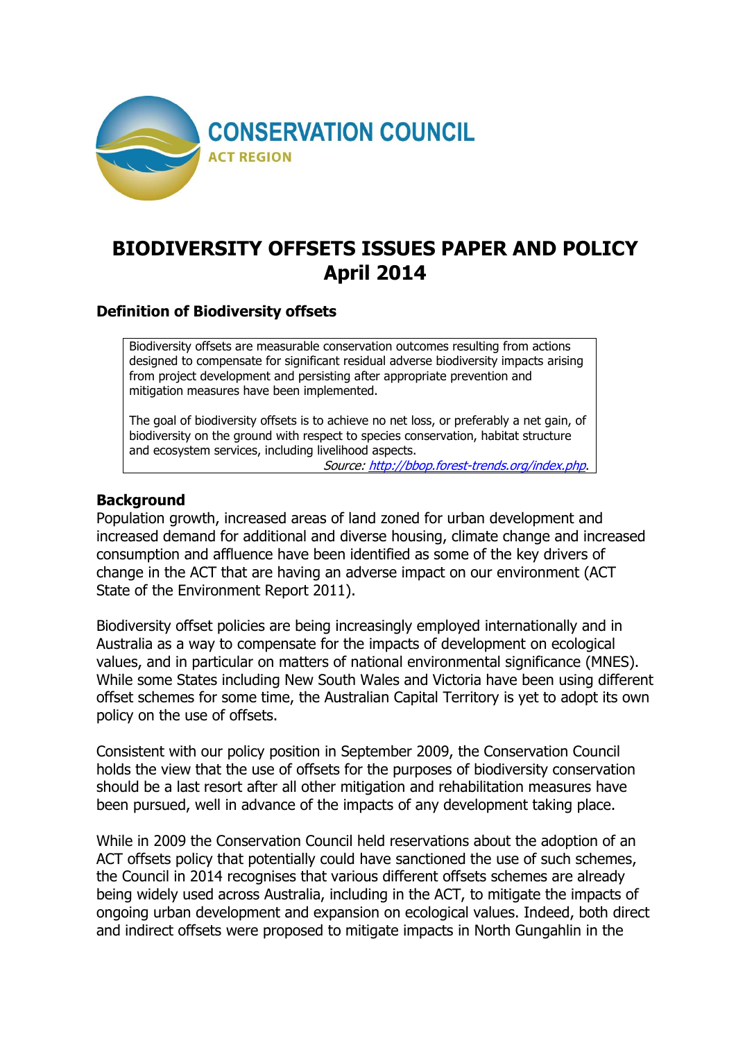CONSERVATION COUNCIL

ACT REGION

# BIODIVERSITY OFFSETS ISSUES PAPER AND POLICY April 2014

### Definition of Biodiversity offsets

> Biodiversity offsets are measurable conservation outcomes resulting from actions designed to compensate for significant residual adverse biodiversity impacts arising from project development and persisting after appropriate prevention and mitigation measures have been implemented.
>
> The goal of biodiversity offsets is to achieve no net loss, or preferably a net gain, of biodiversity on the ground with respect to species conservation, habitat structure and ecosystem services, including livelihood aspects.
>
> *Source: http://bbop.forest-trends.org/index.php.*

### Background

Population growth, increased areas of land zoned for urban development and increased demand for additional and diverse housing, climate change and increased consumption and affluence have been identified as some of the key drivers of change in the ACT that are having an adverse impact on our environment (ACT State of the Environment Report 2011).

Biodiversity offset policies are being increasingly employed internationally and in Australia as a way to compensate for the impacts of development on ecological values, and in particular on matters of national environmental significance (MNES). While some States including New South Wales and Victoria have been using different offset schemes for some time, the Australian Capital Territory is yet to adopt its own policy on the use of offsets.

Consistent with our policy position in September 2009, the Conservation Council holds the view that the use of offsets for the purposes of biodiversity conservation should be a last resort after all other mitigation and rehabilitation measures have been pursued, well in advance of the impacts of any development taking place.

While in 2009 the Conservation Council held reservations about the adoption of an ACT offsets policy that potentially could have sanctioned the use of such schemes, the Council in 2014 recognises that various different offsets schemes are already being widely used across Australia, including in the ACT, to mitigate the impacts of ongoing urban development and expansion on ecological values. Indeed, both direct and indirect offsets were proposed to mitigate impacts in North Gungahlin in the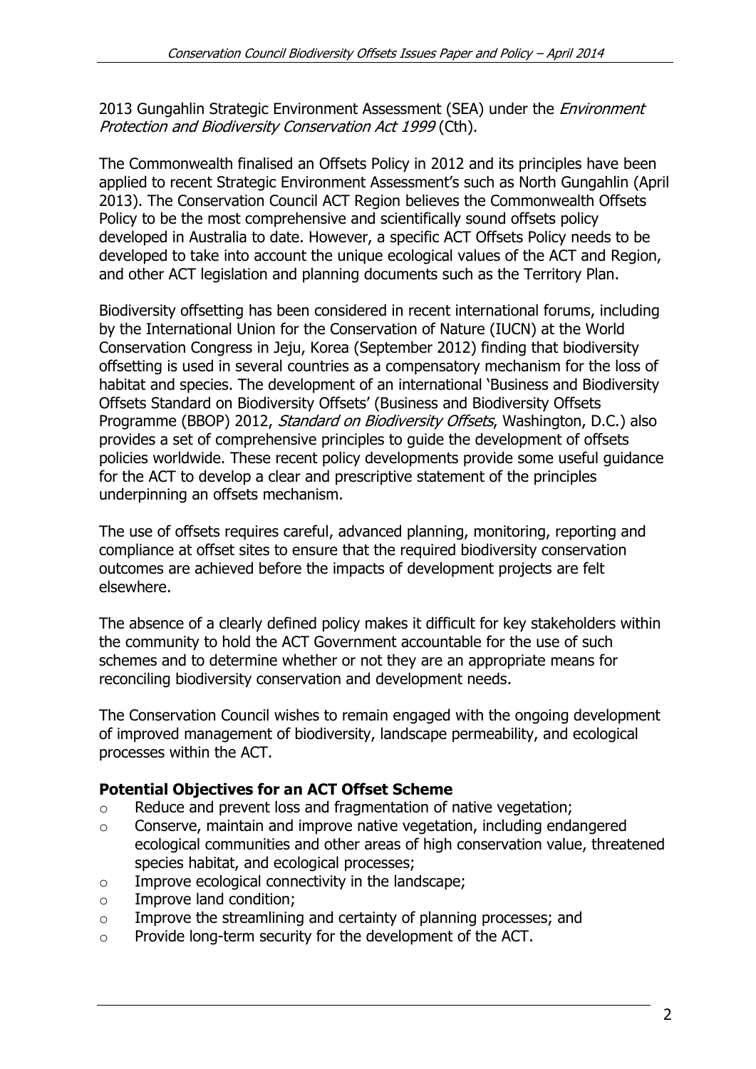2013 Gungahlin Strategic Environment Assessment (SEA) under the *Environment Protection and Biodiversity Conservation Act 1999* (Cth).

The Commonwealth finalised an Offsets Policy in 2012 and its principles have been applied to recent Strategic Environment Assessment's such as North Gungahlin (April 2013). The Conservation Council ACT Region believes the Commonwealth Offsets Policy to be the most comprehensive and scientifically sound offsets policy developed in Australia to date. However, a specific ACT Offsets Policy needs to be developed to take into account the unique ecological values of the ACT and Region, and other ACT legislation and planning documents such as the Territory Plan.

Biodiversity offsetting has been considered in recent international forums, including by the International Union for the Conservation of Nature (IUCN) at the World Conservation Congress in Jeju, Korea (September 2012) finding that biodiversity offsetting is used in several countries as a compensatory mechanism for the loss of habitat and species. The development of an international 'Business and Biodiversity Offsets Standard on Biodiversity Offsets' (Business and Biodiversity Offsets Programme (BBOP) 2012, *Standard on Biodiversity Offsets*, Washington, D.C.) also provides a set of comprehensive principles to guide the development of offsets policies worldwide. These recent policy developments provide some useful guidance for the ACT to develop a clear and prescriptive statement of the principles underpinning an offsets mechanism.

The use of offsets requires careful, advanced planning, monitoring, reporting and compliance at offset sites to ensure that the required biodiversity conservation outcomes are achieved before the impacts of development projects are felt elsewhere.

The absence of a clearly defined policy makes it difficult for key stakeholders within the community to hold the ACT Government accountable for the use of such schemes and to determine whether or not they are an appropriate means for reconciling biodiversity conservation and development needs.

The Conservation Council wishes to remain engaged with the ongoing development of improved management of biodiversity, landscape permeability, and ecological processes within the ACT.

**Potential Objectives for an ACT Offset Scheme**

- Reduce and prevent loss and fragmentation of native vegetation;
- Conserve, maintain and improve native vegetation, including endangered ecological communities and other areas of high conservation value, threatened species habitat, and ecological processes;
- Improve ecological connectivity in the landscape;
- Improve land condition;
- Improve the streamlining and certainty of planning processes; and
- Provide long-term security for the development of the ACT.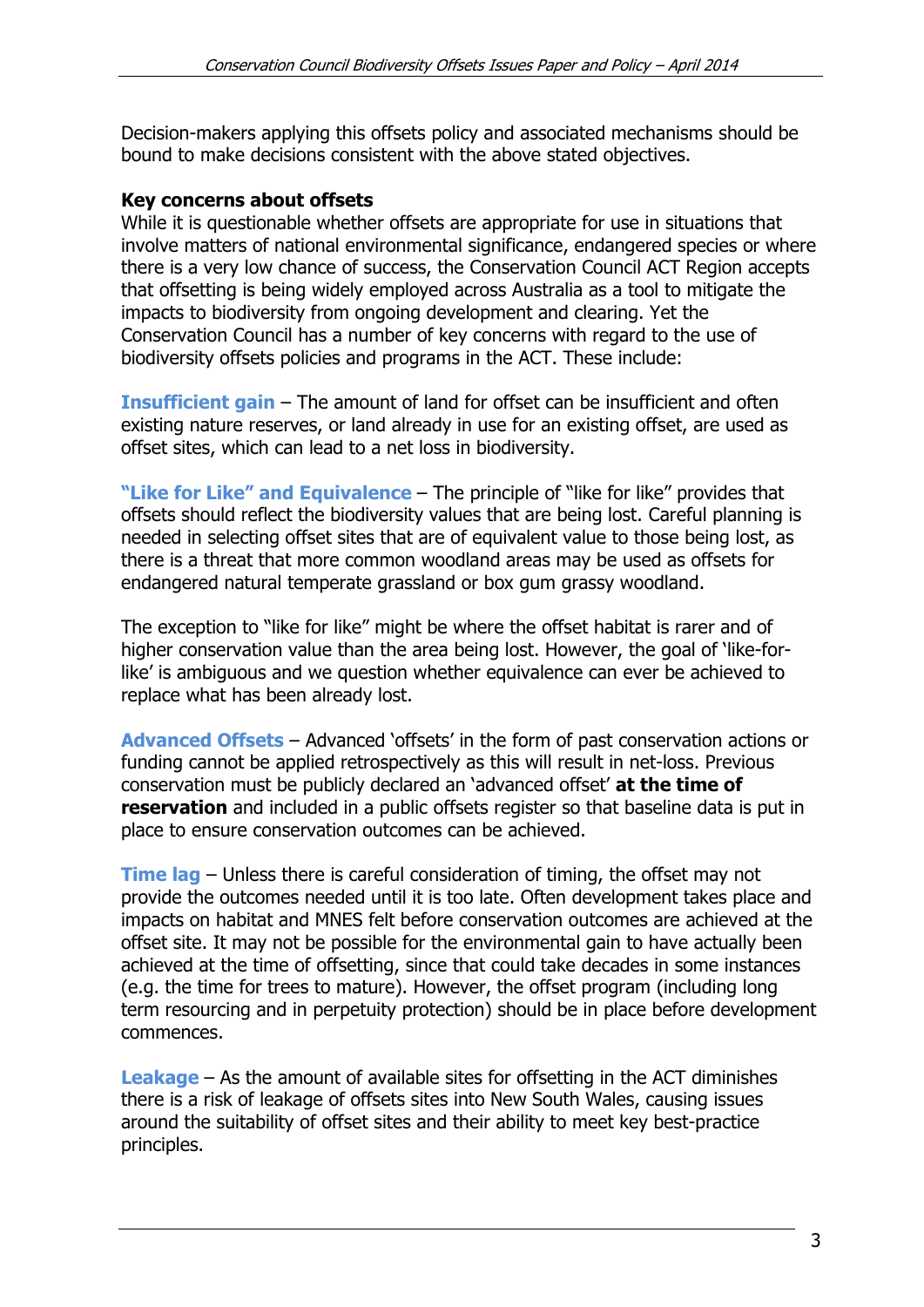Decision-makers applying this offsets policy and associated mechanisms should be bound to make decisions consistent with the above stated objectives.

**Key concerns about offsets**

While it is questionable whether offsets are appropriate for use in situations that involve matters of national environmental significance, endangered species or where there is a very low chance of success, the Conservation Council ACT Region accepts that offsetting is being widely employed across Australia as a tool to mitigate the impacts to biodiversity from ongoing development and clearing. Yet the Conservation Council has a number of key concerns with regard to the use of biodiversity offsets policies and programs in the ACT. These include:

**Insufficient gain** – The amount of land for offset can be insufficient and often existing nature reserves, or land already in use for an existing offset, are used as offset sites, which can lead to a net loss in biodiversity.

**"Like for Like" and Equivalence** – The principle of "like for like" provides that offsets should reflect the biodiversity values that are being lost. Careful planning is needed in selecting offset sites that are of equivalent value to those being lost, as there is a threat that more common woodland areas may be used as offsets for endangered natural temperate grassland or box gum grassy woodland.

The exception to "like for like" might be where the offset habitat is rarer and of higher conservation value than the area being lost. However, the goal of 'like-for-like' is ambiguous and we question whether equivalence can ever be achieved to replace what has been already lost.

**Advanced Offsets** – Advanced 'offsets' in the form of past conservation actions or funding cannot be applied retrospectively as this will result in net-loss. Previous conservation must be publicly declared an 'advanced offset' **at the time of reservation** and included in a public offsets register so that baseline data is put in place to ensure conservation outcomes can be achieved.

**Time lag** – Unless there is careful consideration of timing, the offset may not provide the outcomes needed until it is too late. Often development takes place and impacts on habitat and MNES felt before conservation outcomes are achieved at the offset site. It may not be possible for the environmental gain to have actually been achieved at the time of offsetting, since that could take decades in some instances (e.g. the time for trees to mature). However, the offset program (including long term resourcing and in perpetuity protection) should be in place before development commences.

**Leakage** – As the amount of available sites for offsetting in the ACT diminishes there is a risk of leakage of offsets sites into New South Wales, causing issues around the suitability of offset sites and their ability to meet key best-practice principles.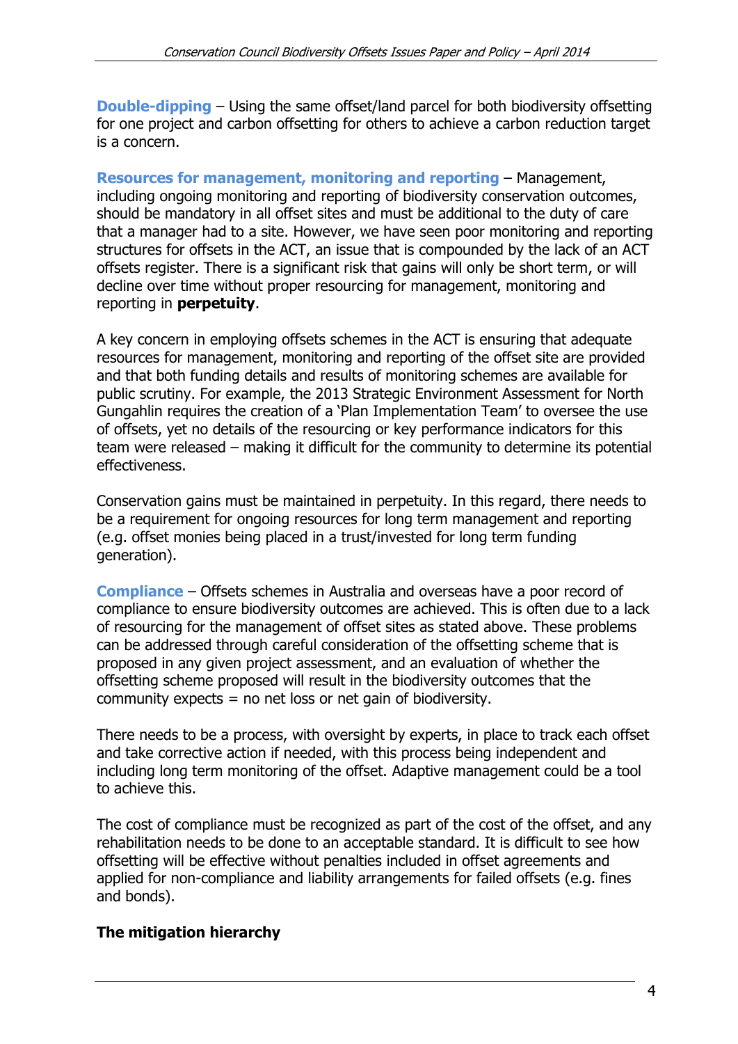**Double-dipping** – Using the same offset/land parcel for both biodiversity offsetting for one project and carbon offsetting for others to achieve a carbon reduction target is a concern.

**Resources for management, monitoring and reporting** – Management, including ongoing monitoring and reporting of biodiversity conservation outcomes, should be mandatory in all offset sites and must be additional to the duty of care that a manager had to a site. However, we have seen poor monitoring and reporting structures for offsets in the ACT, an issue that is compounded by the lack of an ACT offsets register. There is a significant risk that gains will only be short term, or will decline over time without proper resourcing for management, monitoring and reporting in **perpetuity**.

A key concern in employing offsets schemes in the ACT is ensuring that adequate resources for management, monitoring and reporting of the offset site are provided and that both funding details and results of monitoring schemes are available for public scrutiny. For example, the 2013 Strategic Environment Assessment for North Gungahlin requires the creation of a 'Plan Implementation Team' to oversee the use of offsets, yet no details of the resourcing or key performance indicators for this team were released – making it difficult for the community to determine its potential effectiveness.

Conservation gains must be maintained in perpetuity. In this regard, there needs to be a requirement for ongoing resources for long term management and reporting (e.g. offset monies being placed in a trust/invested for long term funding generation).

**Compliance** – Offsets schemes in Australia and overseas have a poor record of compliance to ensure biodiversity outcomes are achieved. This is often due to a lack of resourcing for the management of offset sites as stated above. These problems can be addressed through careful consideration of the offsetting scheme that is proposed in any given project assessment, and an evaluation of whether the offsetting scheme proposed will result in the biodiversity outcomes that the community expects = no net loss or net gain of biodiversity.

There needs to be a process, with oversight by experts, in place to track each offset and take corrective action if needed, with this process being independent and including long term monitoring of the offset. Adaptive management could be a tool to achieve this.

The cost of compliance must be recognized as part of the cost of the offset, and any rehabilitation needs to be done to an acceptable standard. It is difficult to see how offsetting will be effective without penalties included in offset agreements and applied for non-compliance and liability arrangements for failed offsets (e.g. fines and bonds).

## The mitigation hierarchy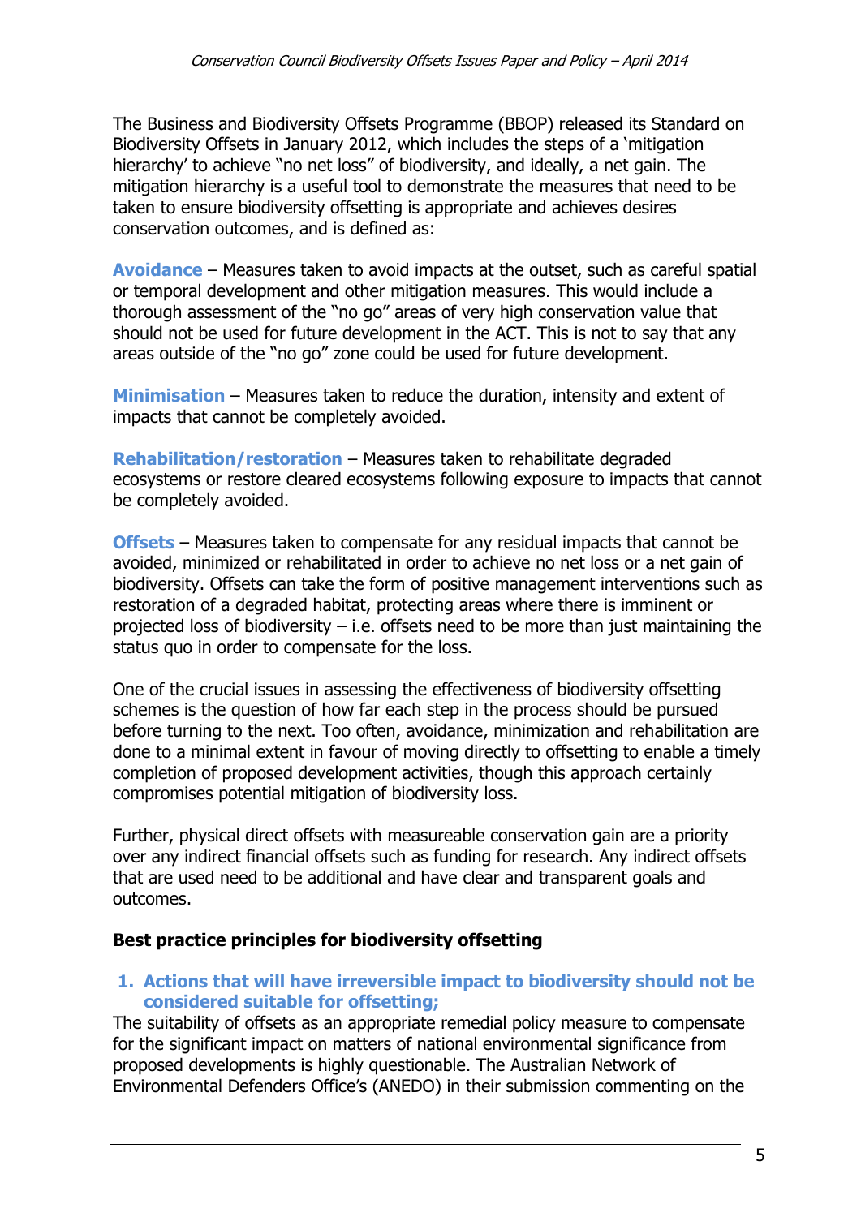The Business and Biodiversity Offsets Programme (BBOP) released its Standard on Biodiversity Offsets in January 2012, which includes the steps of a 'mitigation hierarchy' to achieve "no net loss" of biodiversity, and ideally, a net gain. The mitigation hierarchy is a useful tool to demonstrate the measures that need to be taken to ensure biodiversity offsetting is appropriate and achieves desires conservation outcomes, and is defined as:

**Avoidance** – Measures taken to avoid impacts at the outset, such as careful spatial or temporal development and other mitigation measures. This would include a thorough assessment of the "no go" areas of very high conservation value that should not be used for future development in the ACT. This is not to say that any areas outside of the "no go" zone could be used for future development.

**Minimisation** – Measures taken to reduce the duration, intensity and extent of impacts that cannot be completely avoided.

**Rehabilitation/restoration** – Measures taken to rehabilitate degraded ecosystems or restore cleared ecosystems following exposure to impacts that cannot be completely avoided.

**Offsets** – Measures taken to compensate for any residual impacts that cannot be avoided, minimized or rehabilitated in order to achieve no net loss or a net gain of biodiversity. Offsets can take the form of positive management interventions such as restoration of a degraded habitat, protecting areas where there is imminent or projected loss of biodiversity – i.e. offsets need to be more than just maintaining the status quo in order to compensate for the loss.

One of the crucial issues in assessing the effectiveness of biodiversity offsetting schemes is the question of how far each step in the process should be pursued before turning to the next. Too often, avoidance, minimization and rehabilitation are done to a minimal extent in favour of moving directly to offsetting to enable a timely completion of proposed development activities, though this approach certainly compromises potential mitigation of biodiversity loss.

Further, physical direct offsets with measureable conservation gain are a priority over any indirect financial offsets such as funding for research. Any indirect offsets that are used need to be additional and have clear and transparent goals and outcomes.

### Best practice principles for biodiversity offsetting

1. **Actions that will have irreversible impact to biodiversity should not be considered suitable for offsetting;**

The suitability of offsets as an appropriate remedial policy measure to compensate for the significant impact on matters of national environmental significance from proposed developments is highly questionable. The Australian Network of Environmental Defenders Office's (ANEDO) in their submission commenting on the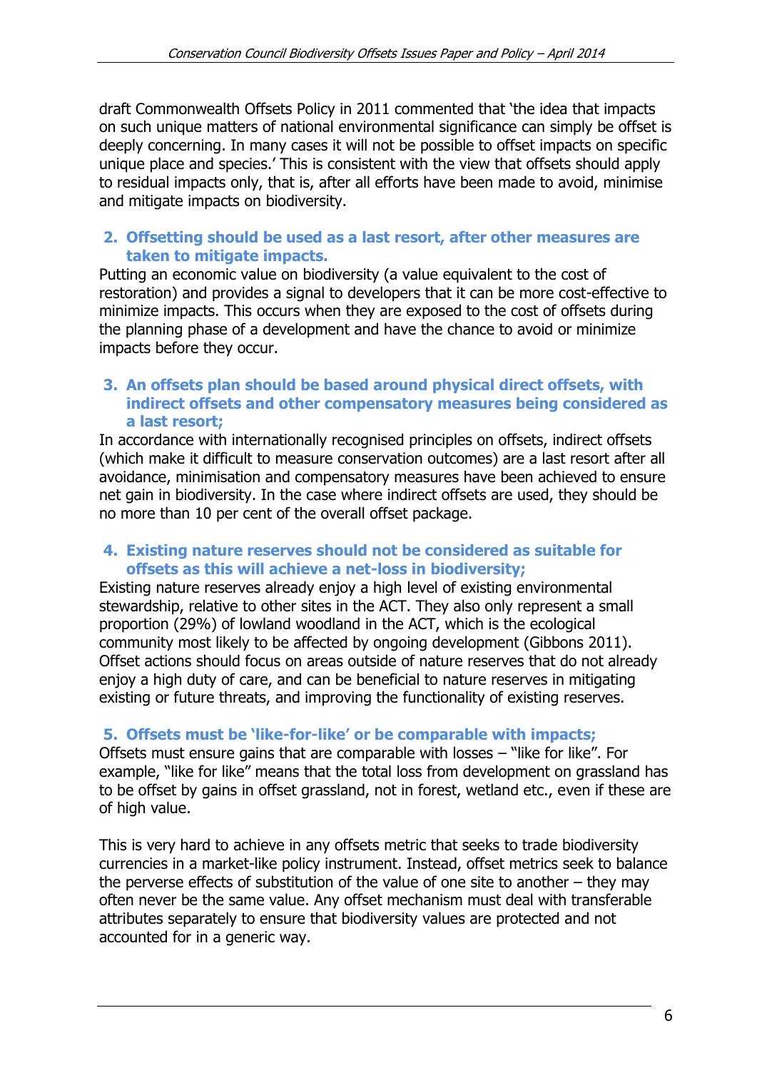draft Commonwealth Offsets Policy in 2011 commented that 'the idea that impacts on such unique matters of national environmental significance can simply be offset is deeply concerning. In many cases it will not be possible to offset impacts on specific unique place and species.' This is consistent with the view that offsets should apply to residual impacts only, that is, after all efforts have been made to avoid, minimise and mitigate impacts on biodiversity.

### 2. Offsetting should be used as a last resort, after other measures are taken to mitigate impacts.

Putting an economic value on biodiversity (a value equivalent to the cost of restoration) and provides a signal to developers that it can be more cost-effective to minimize impacts. This occurs when they are exposed to the cost of offsets during the planning phase of a development and have the chance to avoid or minimize impacts before they occur.

### 3. An offsets plan should be based around physical direct offsets, with indirect offsets and other compensatory measures being considered as a last resort;

In accordance with internationally recognised principles on offsets, indirect offsets (which make it difficult to measure conservation outcomes) are a last resort after all avoidance, minimisation and compensatory measures have been achieved to ensure net gain in biodiversity. In the case where indirect offsets are used, they should be no more than 10 per cent of the overall offset package.

### 4. Existing nature reserves should not be considered as suitable for offsets as this will achieve a net-loss in biodiversity;

Existing nature reserves already enjoy a high level of existing environmental stewardship, relative to other sites in the ACT. They also only represent a small proportion (29%) of lowland woodland in the ACT, which is the ecological community most likely to be affected by ongoing development (Gibbons 2011). Offset actions should focus on areas outside of nature reserves that do not already enjoy a high duty of care, and can be beneficial to nature reserves in mitigating existing or future threats, and improving the functionality of existing reserves.

### 5. Offsets must be 'like-for-like' or be comparable with impacts;

Offsets must ensure gains that are comparable with losses – "like for like". For example, "like for like" means that the total loss from development on grassland has to be offset by gains in offset grassland, not in forest, wetland etc., even if these are of high value.

This is very hard to achieve in any offsets metric that seeks to trade biodiversity currencies in a market-like policy instrument. Instead, offset metrics seek to balance the perverse effects of substitution of the value of one site to another – they may often never be the same value. Any offset mechanism must deal with transferable attributes separately to ensure that biodiversity values are protected and not accounted for in a generic way.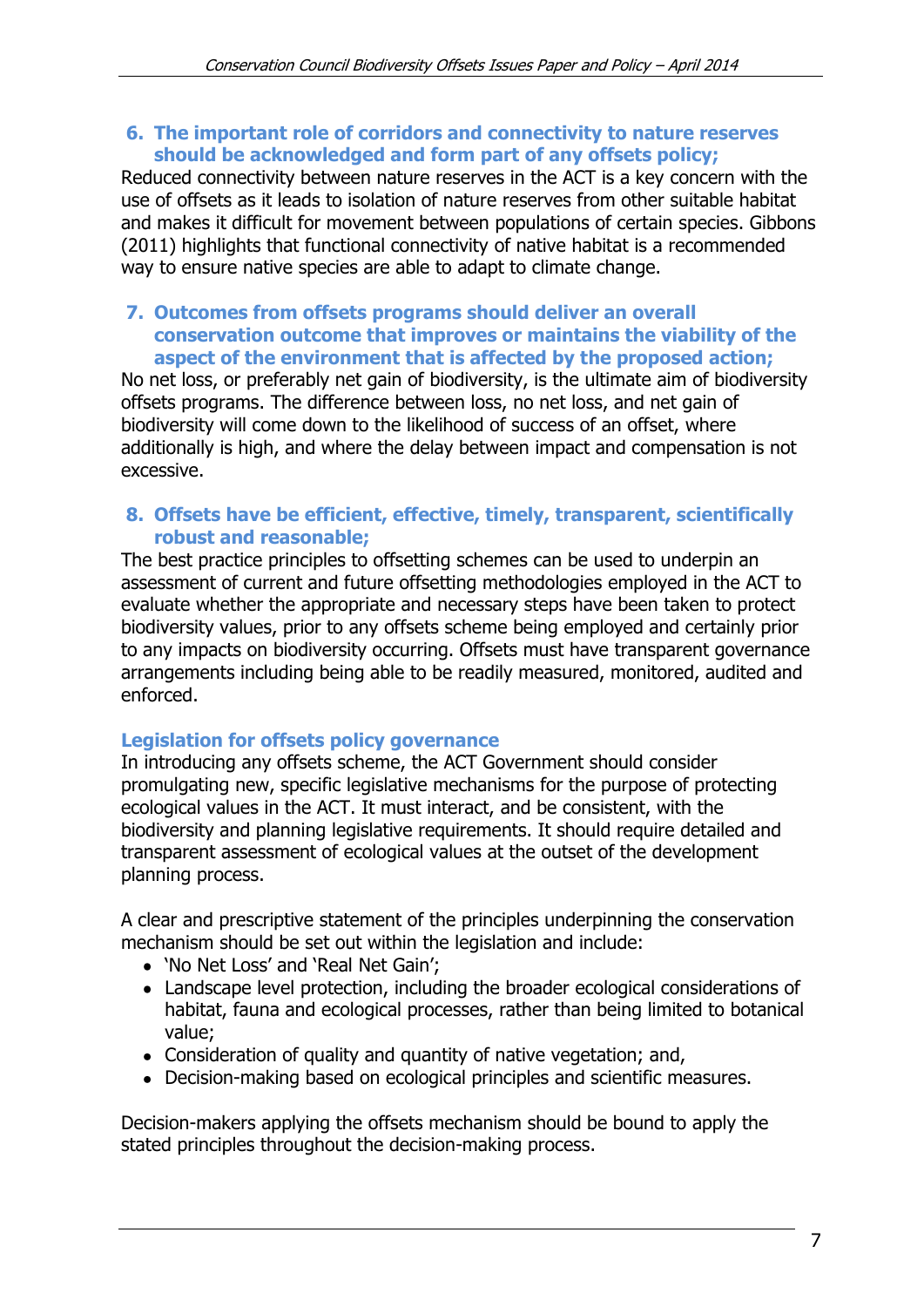6. **The important role of corridors and connectivity to nature reserves should be acknowledged and form part of any offsets policy;**

Reduced connectivity between nature reserves in the ACT is a key concern with the use of offsets as it leads to isolation of nature reserves from other suitable habitat and makes it difficult for movement between populations of certain species. Gibbons (2011) highlights that functional connectivity of native habitat is a recommended way to ensure native species are able to adapt to climate change.

7. **Outcomes from offsets programs should deliver an overall conservation outcome that improves or maintains the viability of the aspect of the environment that is affected by the proposed action;**

No net loss, or preferably net gain of biodiversity, is the ultimate aim of biodiversity offsets programs. The difference between loss, no net loss, and net gain of biodiversity will come down to the likelihood of success of an offset, where additionally is high, and where the delay between impact and compensation is not excessive.

8. **Offsets have be efficient, effective, timely, transparent, scientifically robust and reasonable;**

The best practice principles to offsetting schemes can be used to underpin an assessment of current and future offsetting methodologies employed in the ACT to evaluate whether the appropriate and necessary steps have been taken to protect biodiversity values, prior to any offsets scheme being employed and certainly prior to any impacts on biodiversity occurring. Offsets must have transparent governance arrangements including being able to be readily measured, monitored, audited and enforced.

### Legislation for offsets policy governance

In introducing any offsets scheme, the ACT Government should consider promulgating new, specific legislative mechanisms for the purpose of protecting ecological values in the ACT. It must interact, and be consistent, with the biodiversity and planning legislative requirements. It should require detailed and transparent assessment of ecological values at the outset of the development planning process.

A clear and prescriptive statement of the principles underpinning the conservation mechanism should be set out within the legislation and include:

- 'No Net Loss' and 'Real Net Gain';
- Landscape level protection, including the broader ecological considerations of habitat, fauna and ecological processes, rather than being limited to botanical value;
- Consideration of quality and quantity of native vegetation; and,
- Decision-making based on ecological principles and scientific measures.

Decision-makers applying the offsets mechanism should be bound to apply the stated principles throughout the decision-making process.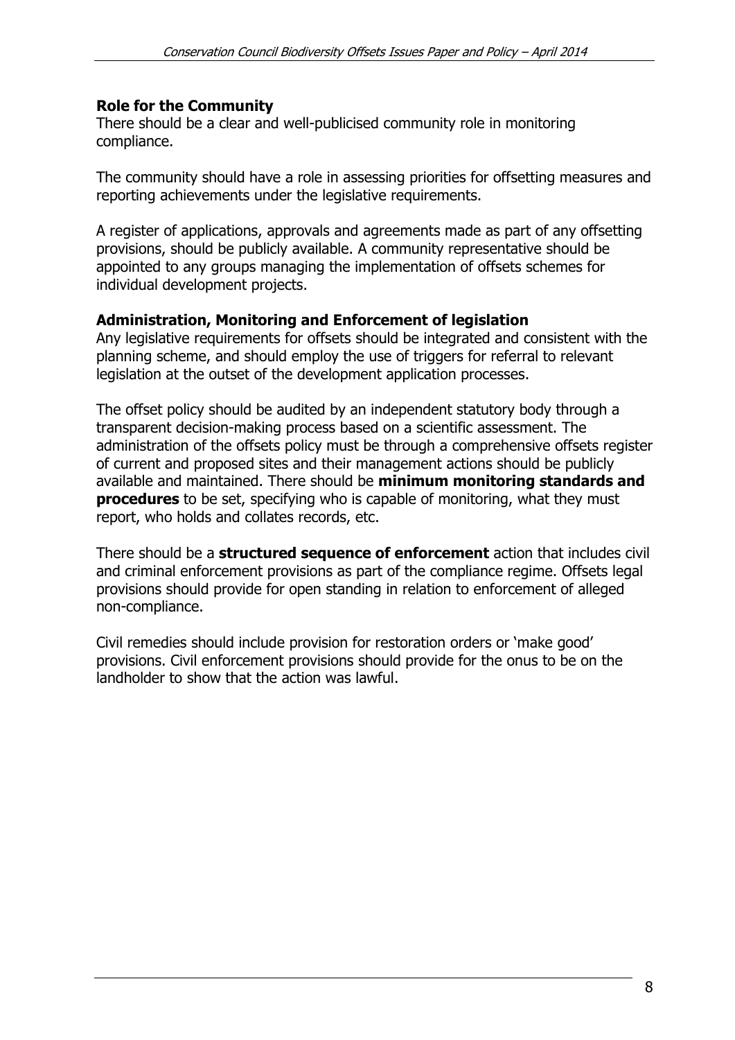**Role for the Community**

There should be a clear and well-publicised community role in monitoring compliance.

The community should have a role in assessing priorities for offsetting measures and reporting achievements under the legislative requirements.

A register of applications, approvals and agreements made as part of any offsetting provisions, should be publicly available. A community representative should be appointed to any groups managing the implementation of offsets schemes for individual development projects.

**Administration, Monitoring and Enforcement of legislation**

Any legislative requirements for offsets should be integrated and consistent with the planning scheme, and should employ the use of triggers for referral to relevant legislation at the outset of the development application processes.

The offset policy should be audited by an independent statutory body through a transparent decision-making process based on a scientific assessment. The administration of the offsets policy must be through a comprehensive offsets register of current and proposed sites and their management actions should be publicly available and maintained. There should be **minimum monitoring standards and procedures** to be set, specifying who is capable of monitoring, what they must report, who holds and collates records, etc.

There should be a **structured sequence of enforcement** action that includes civil and criminal enforcement provisions as part of the compliance regime. Offsets legal provisions should provide for open standing in relation to enforcement of alleged non-compliance.

Civil remedies should include provision for restoration orders or 'make good' provisions. Civil enforcement provisions should provide for the onus to be on the landholder to show that the action was lawful.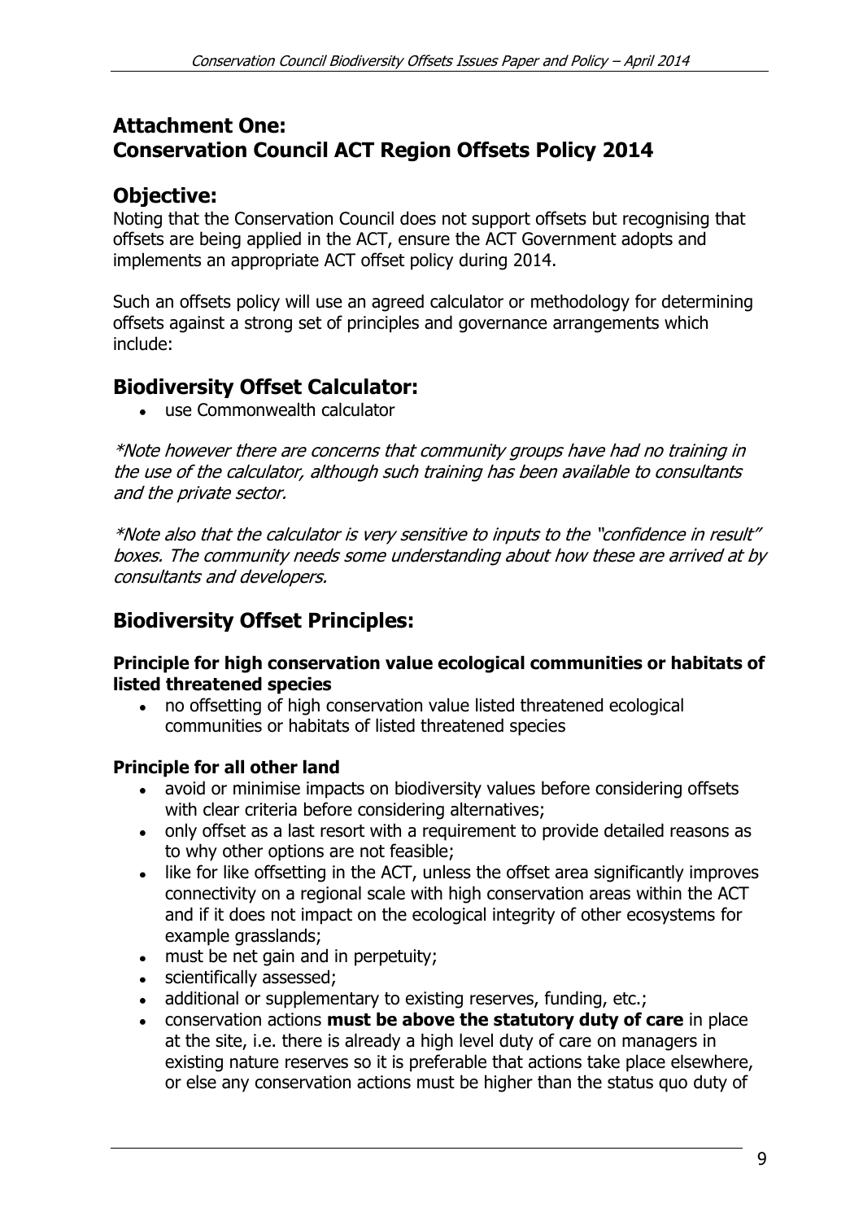## Attachment One:
## Conservation Council ACT Region Offsets Policy 2014

## Objective:

Noting that the Conservation Council does not support offsets but recognising that offsets are being applied in the ACT, ensure the ACT Government adopts and implements an appropriate ACT offset policy during 2014.

Such an offsets policy will use an agreed calculator or methodology for determining offsets against a strong set of principles and governance arrangements which include:

## Biodiversity Offset Calculator:

- use Commonwealth calculator

*\*Note however there are concerns that community groups have had no training in the use of the calculator, although such training has been available to consultants and the private sector.*

*\*Note also that the calculator is very sensitive to inputs to the "confidence in result" boxes. The community needs some understanding about how these are arrived at by consultants and developers.*

## Biodiversity Offset Principles:

### Principle for high conservation value ecological communities or habitats of listed threatened species

- no offsetting of high conservation value listed threatened ecological communities or habitats of listed threatened species

### Principle for all other land

- avoid or minimise impacts on biodiversity values before considering offsets with clear criteria before considering alternatives;
- only offset as a last resort with a requirement to provide detailed reasons as to why other options are not feasible;
- like for like offsetting in the ACT, unless the offset area significantly improves connectivity on a regional scale with high conservation areas within the ACT and if it does not impact on the ecological integrity of other ecosystems for example grasslands;
- must be net gain and in perpetuity;
- scientifically assessed;
- additional or supplementary to existing reserves, funding, etc.;
- conservation actions **must be above the statutory duty of care** in place at the site, i.e. there is already a high level duty of care on managers in existing nature reserves so it is preferable that actions take place elsewhere, or else any conservation actions must be higher than the status quo duty of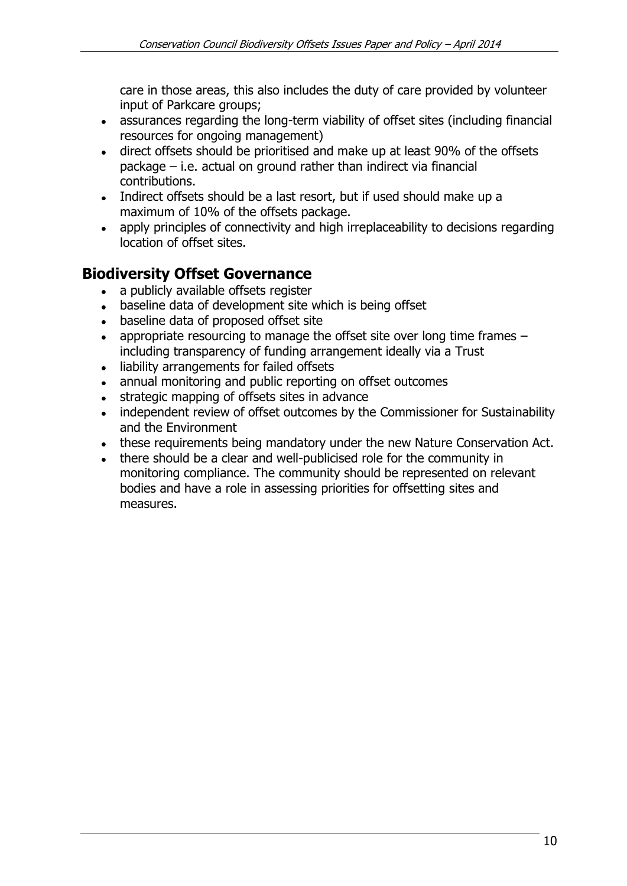care in those areas, this also includes the duty of care provided by volunteer input of Parkcare groups;

- assurances regarding the long-term viability of offset sites (including financial resources for ongoing management)
- direct offsets should be prioritised and make up at least 90% of the offsets package – i.e. actual on ground rather than indirect via financial contributions.
- Indirect offsets should be a last resort, but if used should make up a maximum of 10% of the offsets package.
- apply principles of connectivity and high irreplaceability to decisions regarding location of offset sites.

## Biodiversity Offset Governance

- a publicly available offsets register
- baseline data of development site which is being offset
- baseline data of proposed offset site
- appropriate resourcing to manage the offset site over long time frames – including transparency of funding arrangement ideally via a Trust
- liability arrangements for failed offsets
- annual monitoring and public reporting on offset outcomes
- strategic mapping of offsets sites in advance
- independent review of offset outcomes by the Commissioner for Sustainability and the Environment
- these requirements being mandatory under the new Nature Conservation Act.
- there should be a clear and well-publicised role for the community in monitoring compliance. The community should be represented on relevant bodies and have a role in assessing priorities for offsetting sites and measures.